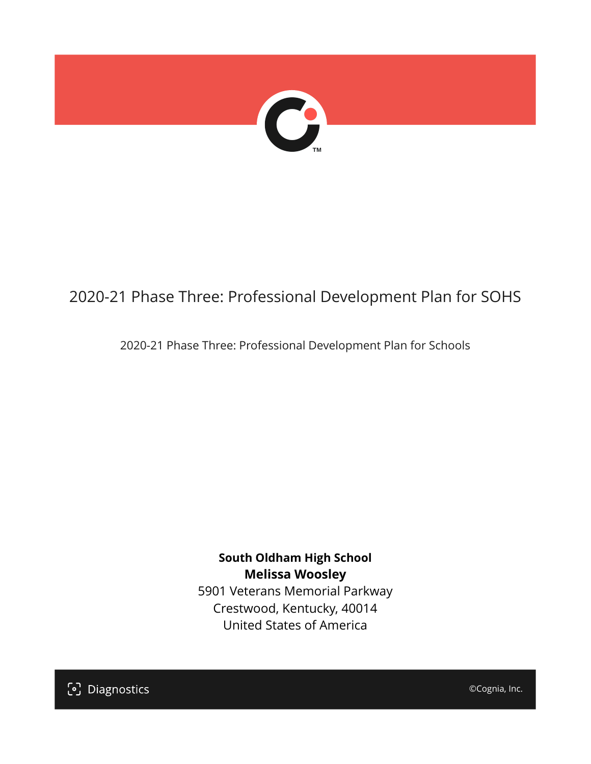# 2020-21 Phase Three: Professional Development Plan for SOHS

2020-21 Phase Three: Professional Development Plan for Schools

**South Oldham High School**
**Melissa Woosley**
5901 Veterans Memorial Parkway
Crestwood, Kentucky, 40014
United States of America

Diagnostics

©Cognia, Inc.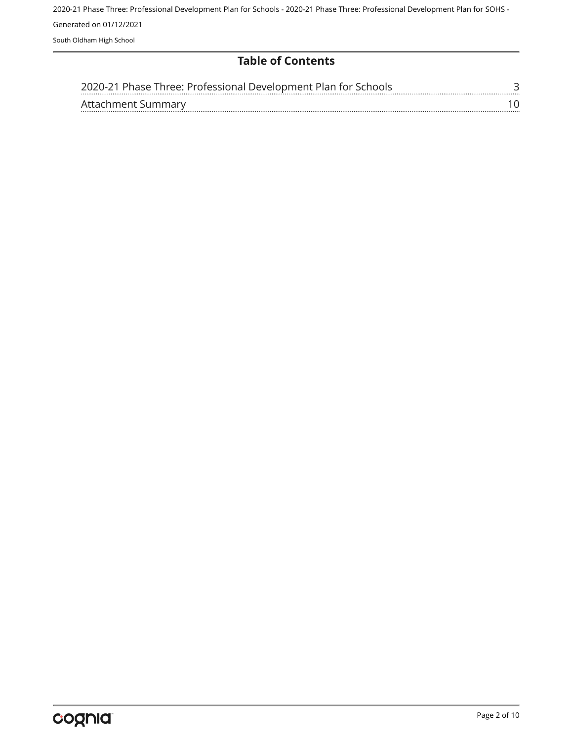## Table of Contents

| | |
|---|---|
| 2020-21 Phase Three: Professional Development Plan for Schools | 3 |
| Attachment Summary | 10 |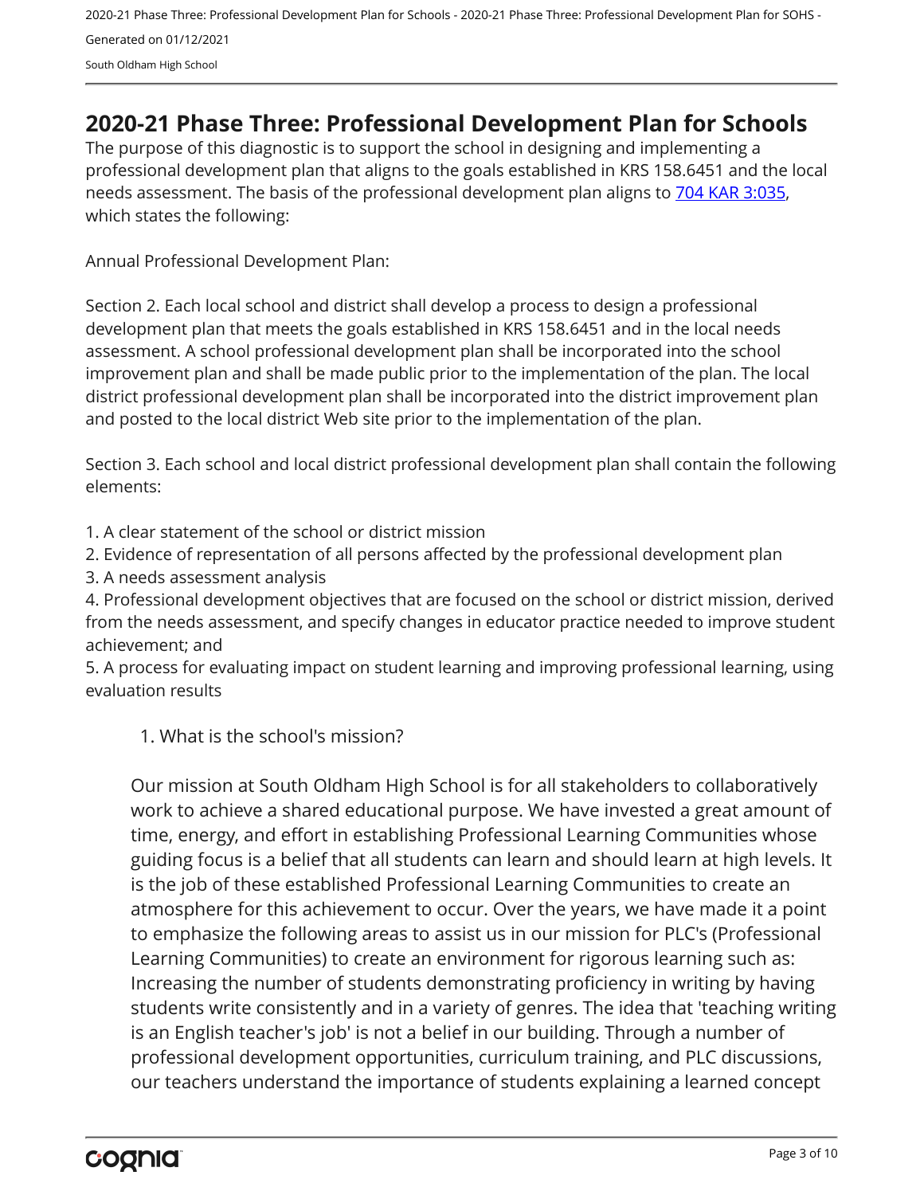# 2020-21 Phase Three: Professional Development Plan for Schools

The purpose of this diagnostic is to support the school in designing and implementing a professional development plan that aligns to the goals established in KRS 158.6451 and the local needs assessment. The basis of the professional development plan aligns to 704 KAR 3:035, which states the following:

Annual Professional Development Plan:

Section 2. Each local school and district shall develop a process to design a professional development plan that meets the goals established in KRS 158.6451 and in the local needs assessment. A school professional development plan shall be incorporated into the school improvement plan and shall be made public prior to the implementation of the plan. The local district professional development plan shall be incorporated into the district improvement plan and posted to the local district Web site prior to the implementation of the plan.

Section 3. Each school and local district professional development plan shall contain the following elements:

1. A clear statement of the school or district mission
2. Evidence of representation of all persons affected by the professional development plan
3. A needs assessment analysis
4. Professional development objectives that are focused on the school or district mission, derived from the needs assessment, and specify changes in educator practice needed to improve student achievement; and
5. A process for evaluating impact on student learning and improving professional learning, using evaluation results

1. What is the school's mission?

Our mission at South Oldham High School is for all stakeholders to collaboratively work to achieve a shared educational purpose. We have invested a great amount of time, energy, and effort in establishing Professional Learning Communities whose guiding focus is a belief that all students can learn and should learn at high levels. It is the job of these established Professional Learning Communities to create an atmosphere for this achievement to occur. Over the years, we have made it a point to emphasize the following areas to assist us in our mission for PLC's (Professional Learning Communities) to create an environment for rigorous learning such as: Increasing the number of students demonstrating proficiency in writing by having students write consistently and in a variety of genres. The idea that 'teaching writing is an English teacher's job' is not a belief in our building. Through a number of professional development opportunities, curriculum training, and PLC discussions, our teachers understand the importance of students explaining a learned concept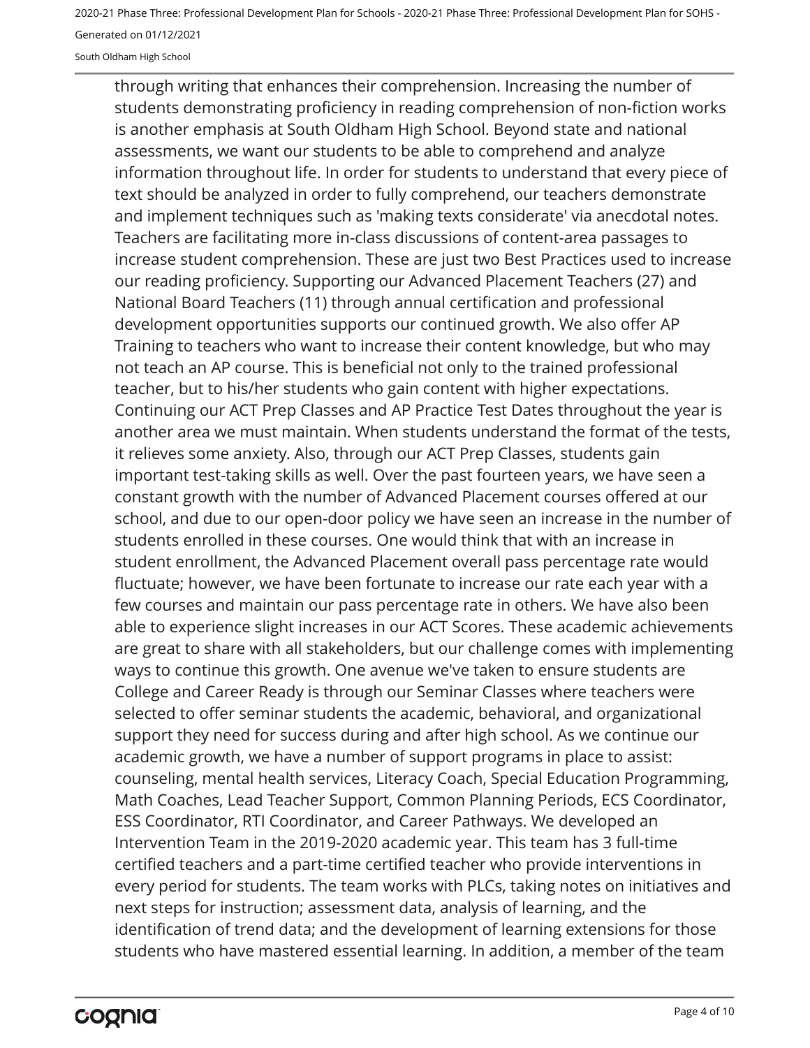through writing that enhances their comprehension. Increasing the number of students demonstrating proficiency in reading comprehension of non-fiction works is another emphasis at South Oldham High School. Beyond state and national assessments, we want our students to be able to comprehend and analyze information throughout life. In order for students to understand that every piece of text should be analyzed in order to fully comprehend, our teachers demonstrate and implement techniques such as 'making texts considerate' via anecdotal notes. Teachers are facilitating more in-class discussions of content-area passages to increase student comprehension. These are just two Best Practices used to increase our reading proficiency. Supporting our Advanced Placement Teachers (27) and National Board Teachers (11) through annual certification and professional development opportunities supports our continued growth. We also offer AP Training to teachers who want to increase their content knowledge, but who may not teach an AP course. This is beneficial not only to the trained professional teacher, but to his/her students who gain content with higher expectations. Continuing our ACT Prep Classes and AP Practice Test Dates throughout the year is another area we must maintain. When students understand the format of the tests, it relieves some anxiety. Also, through our ACT Prep Classes, students gain important test-taking skills as well. Over the past fourteen years, we have seen a constant growth with the number of Advanced Placement courses offered at our school, and due to our open-door policy we have seen an increase in the number of students enrolled in these courses. One would think that with an increase in student enrollment, the Advanced Placement overall pass percentage rate would fluctuate; however, we have been fortunate to increase our rate each year with a few courses and maintain our pass percentage rate in others. We have also been able to experience slight increases in our ACT Scores. These academic achievements are great to share with all stakeholders, but our challenge comes with implementing ways to continue this growth. One avenue we've taken to ensure students are College and Career Ready is through our Seminar Classes where teachers were selected to offer seminar students the academic, behavioral, and organizational support they need for success during and after high school. As we continue our academic growth, we have a number of support programs in place to assist: counseling, mental health services, Literacy Coach, Special Education Programming, Math Coaches, Lead Teacher Support, Common Planning Periods, ECS Coordinator, ESS Coordinator, RTI Coordinator, and Career Pathways. We developed an Intervention Team in the 2019-2020 academic year. This team has 3 full-time certified teachers and a part-time certified teacher who provide interventions in every period for students. The team works with PLCs, taking notes on initiatives and next steps for instruction; assessment data, analysis of learning, and the identification of trend data; and the development of learning extensions for those students who have mastered essential learning. In addition, a member of the team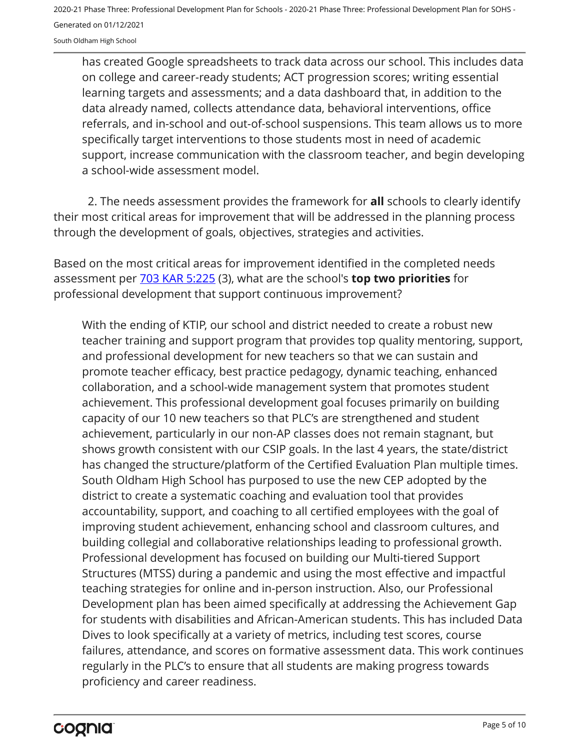has created Google spreadsheets to track data across our school. This includes data on college and career-ready students; ACT progression scores; writing essential learning targets and assessments; and a data dashboard that, in addition to the data already named, collects attendance data, behavioral interventions, office referrals, and in-school and out-of-school suspensions. This team allows us to more specifically target interventions to those students most in need of academic support, increase communication with the classroom teacher, and begin developing a school-wide assessment model.

2. The needs assessment provides the framework for **all** schools to clearly identify their most critical areas for improvement that will be addressed in the planning process through the development of goals, objectives, strategies and activities.

Based on the most critical areas for improvement identified in the completed needs assessment per [703 KAR 5:225](#) (3), what are the school's **top two priorities** for professional development that support continuous improvement?

With the ending of KTIP, our school and district needed to create a robust new teacher training and support program that provides top quality mentoring, support, and professional development for new teachers so that we can sustain and promote teacher efficacy, best practice pedagogy, dynamic teaching, enhanced collaboration, and a school-wide management system that promotes student achievement. This professional development goal focuses primarily on building capacity of our 10 new teachers so that PLC's are strengthened and student achievement, particularly in our non-AP classes does not remain stagnant, but shows growth consistent with our CSIP goals. In the last 4 years, the state/district has changed the structure/platform of the Certified Evaluation Plan multiple times. South Oldham High School has purposed to use the new CEP adopted by the district to create a systematic coaching and evaluation tool that provides accountability, support, and coaching to all certified employees with the goal of improving student achievement, enhancing school and classroom cultures, and building collegial and collaborative relationships leading to professional growth. Professional development has focused on building our Multi-tiered Support Structures (MTSS) during a pandemic and using the most effective and impactful teaching strategies for online and in-person instruction. Also, our Professional Development plan has been aimed specifically at addressing the Achievement Gap for students with disabilities and African-American students. This has included Data Dives to look specifically at a variety of metrics, including test scores, course failures, attendance, and scores on formative assessment data. This work continues regularly in the PLC's to ensure that all students are making progress towards proficiency and career readiness.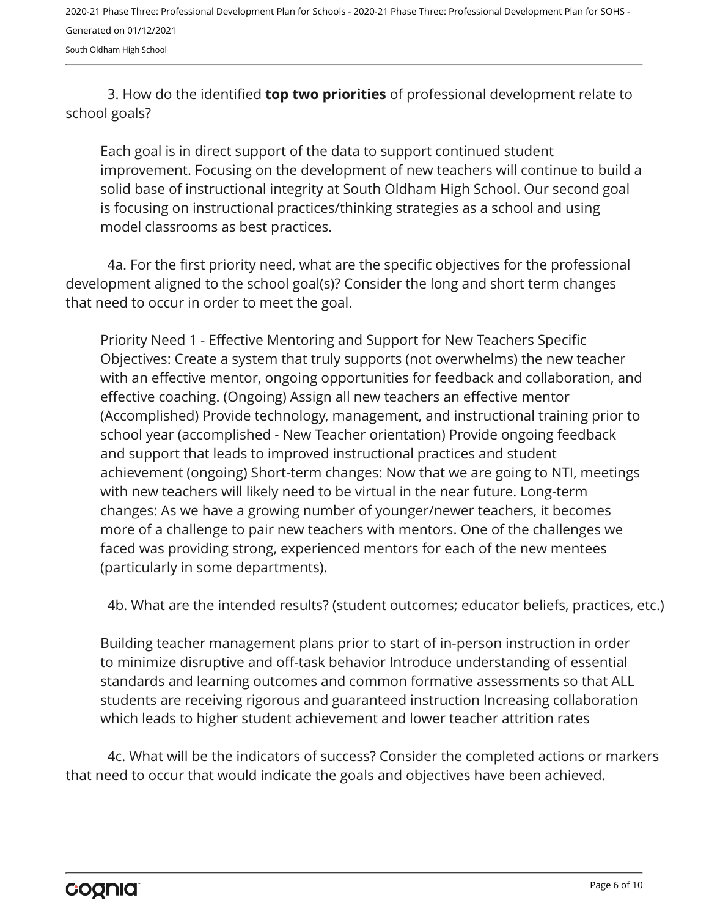3. How do the identified **top two priorities** of professional development relate to school goals?

Each goal is in direct support of the data to support continued student improvement. Focusing on the development of new teachers will continue to build a solid base of instructional integrity at South Oldham High School. Our second goal is focusing on instructional practices/thinking strategies as a school and using model classrooms as best practices.

4a. For the first priority need, what are the specific objectives for the professional development aligned to the school goal(s)? Consider the long and short term changes that need to occur in order to meet the goal.

Priority Need 1 - Effective Mentoring and Support for New Teachers Specific Objectives: Create a system that truly supports (not overwhelms) the new teacher with an effective mentor, ongoing opportunities for feedback and collaboration, and effective coaching. (Ongoing) Assign all new teachers an effective mentor (Accomplished) Provide technology, management, and instructional training prior to school year (accomplished - New Teacher orientation) Provide ongoing feedback and support that leads to improved instructional practices and student achievement (ongoing) Short-term changes: Now that we are going to NTI, meetings with new teachers will likely need to be virtual in the near future. Long-term changes: As we have a growing number of younger/newer teachers, it becomes more of a challenge to pair new teachers with mentors. One of the challenges we faced was providing strong, experienced mentors for each of the new mentees (particularly in some departments).

4b. What are the intended results? (student outcomes; educator beliefs, practices, etc.)

Building teacher management plans prior to start of in-person instruction in order to minimize disruptive and off-task behavior Introduce understanding of essential standards and learning outcomes and common formative assessments so that ALL students are receiving rigorous and guaranteed instruction Increasing collaboration which leads to higher student achievement and lower teacher attrition rates

4c. What will be the indicators of success? Consider the completed actions or markers that need to occur that would indicate the goals and objectives have been achieved.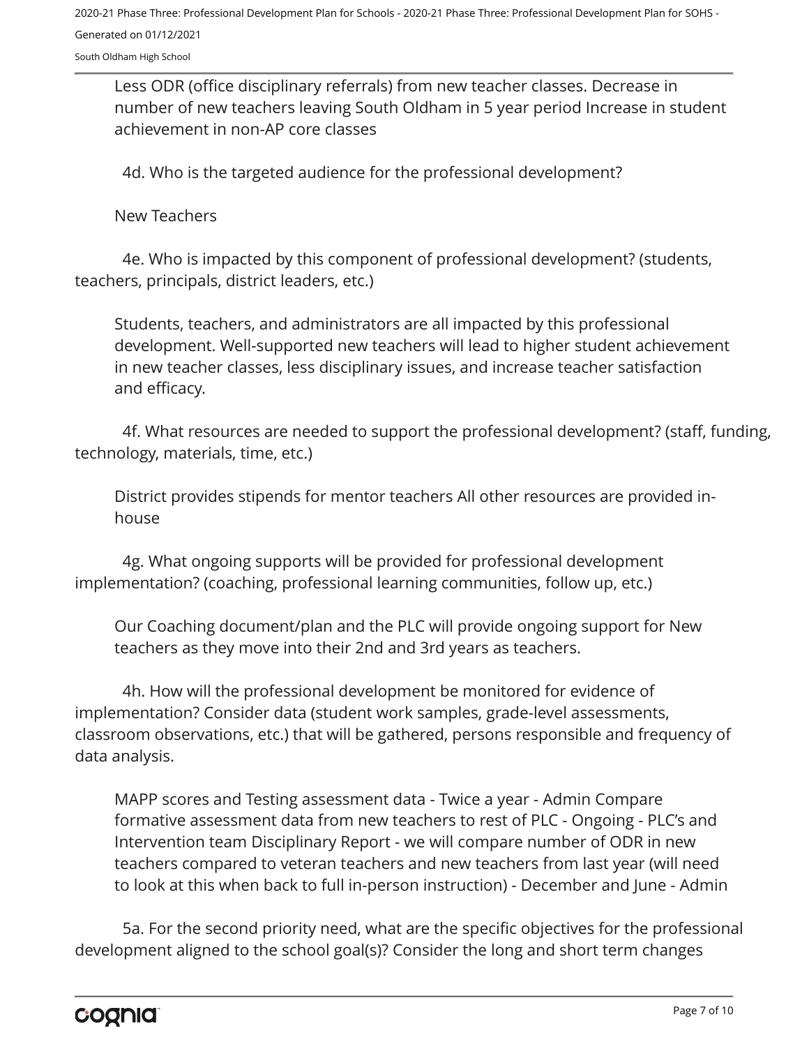Less ODR (office disciplinary referrals) from new teacher classes. Decrease in number of new teachers leaving South Oldham in 5 year period Increase in student achievement in non-AP core classes

4d. Who is the targeted audience for the professional development?

New Teachers

4e. Who is impacted by this component of professional development? (students, teachers, principals, district leaders, etc.)

Students, teachers, and administrators are all impacted by this professional development. Well-supported new teachers will lead to higher student achievement in new teacher classes, less disciplinary issues, and increase teacher satisfaction and efficacy.

4f. What resources are needed to support the professional development? (staff, funding, technology, materials, time, etc.)

District provides stipends for mentor teachers All other resources are provided in-house

4g. What ongoing supports will be provided for professional development implementation? (coaching, professional learning communities, follow up, etc.)

Our Coaching document/plan and the PLC will provide ongoing support for New teachers as they move into their 2nd and 3rd years as teachers.

4h. How will the professional development be monitored for evidence of implementation? Consider data (student work samples, grade-level assessments, classroom observations, etc.) that will be gathered, persons responsible and frequency of data analysis.

MAPP scores and Testing assessment data - Twice a year - Admin Compare formative assessment data from new teachers to rest of PLC - Ongoing - PLC's and Intervention team Disciplinary Report - we will compare number of ODR in new teachers compared to veteran teachers and new teachers from last year (will need to look at this when back to full in-person instruction) - December and June - Admin

5a. For the second priority need, what are the specific objectives for the professional development aligned to the school goal(s)? Consider the long and short term changes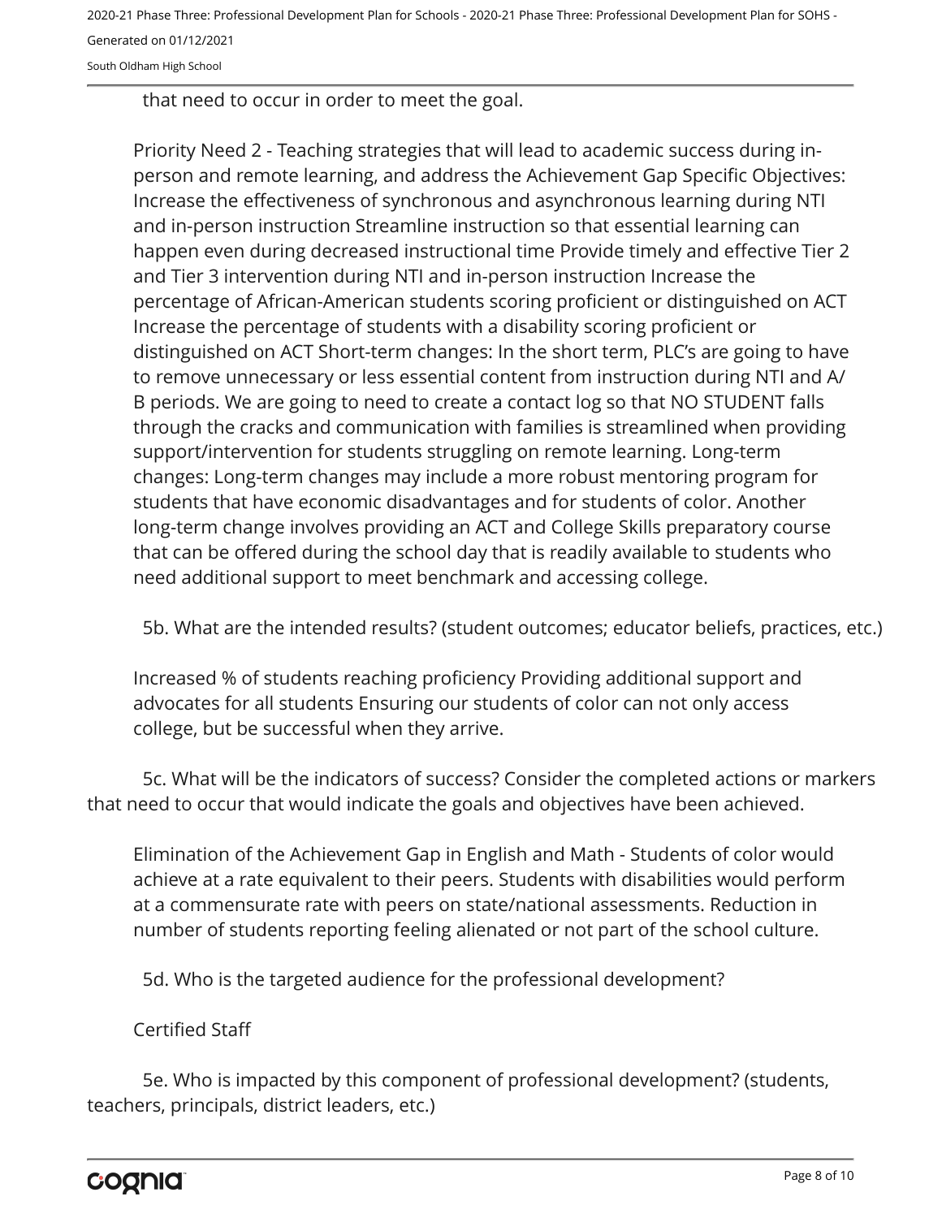that need to occur in order to meet the goal.

Priority Need 2 - Teaching strategies that will lead to academic success during in-person and remote learning, and address the Achievement Gap Specific Objectives: Increase the effectiveness of synchronous and asynchronous learning during NTI and in-person instruction Streamline instruction so that essential learning can happen even during decreased instructional time Provide timely and effective Tier 2 and Tier 3 intervention during NTI and in-person instruction Increase the percentage of African-American students scoring proficient or distinguished on ACT Increase the percentage of students with a disability scoring proficient or distinguished on ACT Short-term changes: In the short term, PLC's are going to have to remove unnecessary or less essential content from instruction during NTI and A/B periods. We are going to need to create a contact log so that NO STUDENT falls through the cracks and communication with families is streamlined when providing support/intervention for students struggling on remote learning. Long-term changes: Long-term changes may include a more robust mentoring program for students that have economic disadvantages and for students of color. Another long-term change involves providing an ACT and College Skills preparatory course that can be offered during the school day that is readily available to students who need additional support to meet benchmark and accessing college.

5b. What are the intended results? (student outcomes; educator beliefs, practices, etc.)

Increased % of students reaching proficiency Providing additional support and advocates for all students Ensuring our students of color can not only access college, but be successful when they arrive.

5c. What will be the indicators of success? Consider the completed actions or markers that need to occur that would indicate the goals and objectives have been achieved.

Elimination of the Achievement Gap in English and Math - Students of color would achieve at a rate equivalent to their peers. Students with disabilities would perform at a commensurate rate with peers on state/national assessments. Reduction in number of students reporting feeling alienated or not part of the school culture.

5d. Who is the targeted audience for the professional development?

Certified Staff

5e. Who is impacted by this component of professional development? (students, teachers, principals, district leaders, etc.)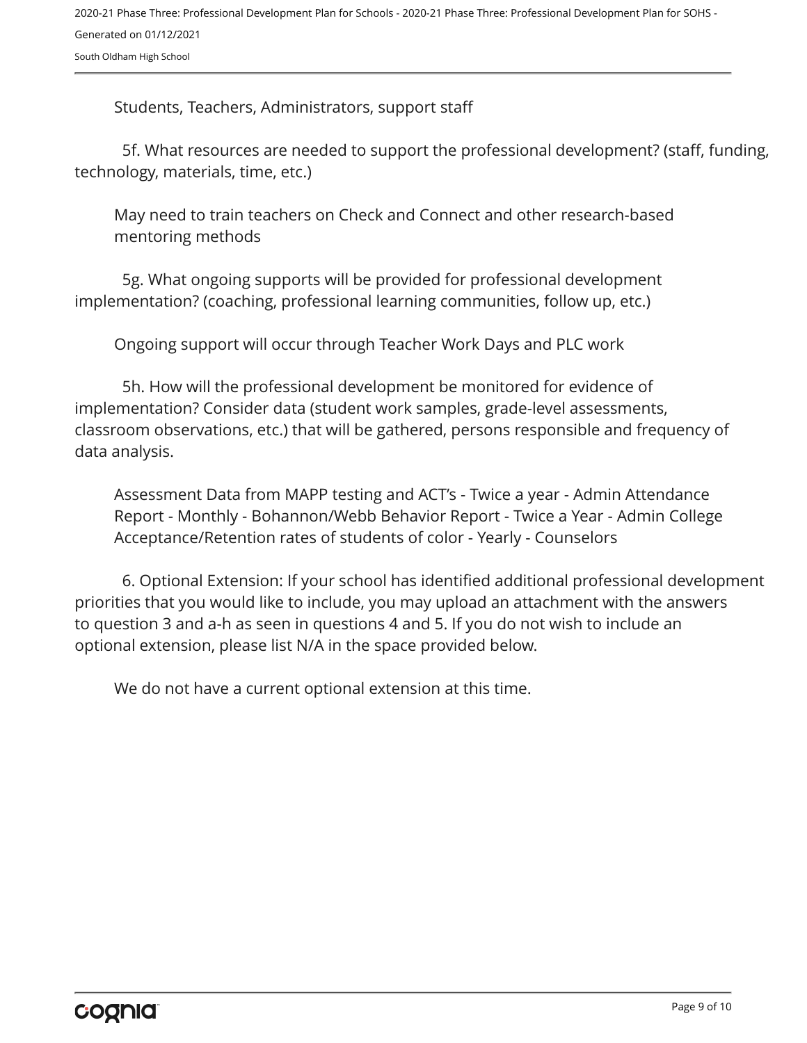Students, Teachers, Administrators, support staff

5f. What resources are needed to support the professional development? (staff, funding, technology, materials, time, etc.)

May need to train teachers on Check and Connect and other research-based mentoring methods

5g. What ongoing supports will be provided for professional development implementation? (coaching, professional learning communities, follow up, etc.)

Ongoing support will occur through Teacher Work Days and PLC work

5h. How will the professional development be monitored for evidence of implementation? Consider data (student work samples, grade-level assessments, classroom observations, etc.) that will be gathered, persons responsible and frequency of data analysis.

Assessment Data from MAPP testing and ACT's - Twice a year - Admin Attendance Report - Monthly - Bohannon/Webb Behavior Report - Twice a Year - Admin College Acceptance/Retention rates of students of color - Yearly - Counselors

6. Optional Extension: If your school has identified additional professional development priorities that you would like to include, you may upload an attachment with the answers to question 3 and a-h as seen in questions 4 and 5. If you do not wish to include an optional extension, please list N/A in the space provided below.

We do not have a current optional extension at this time.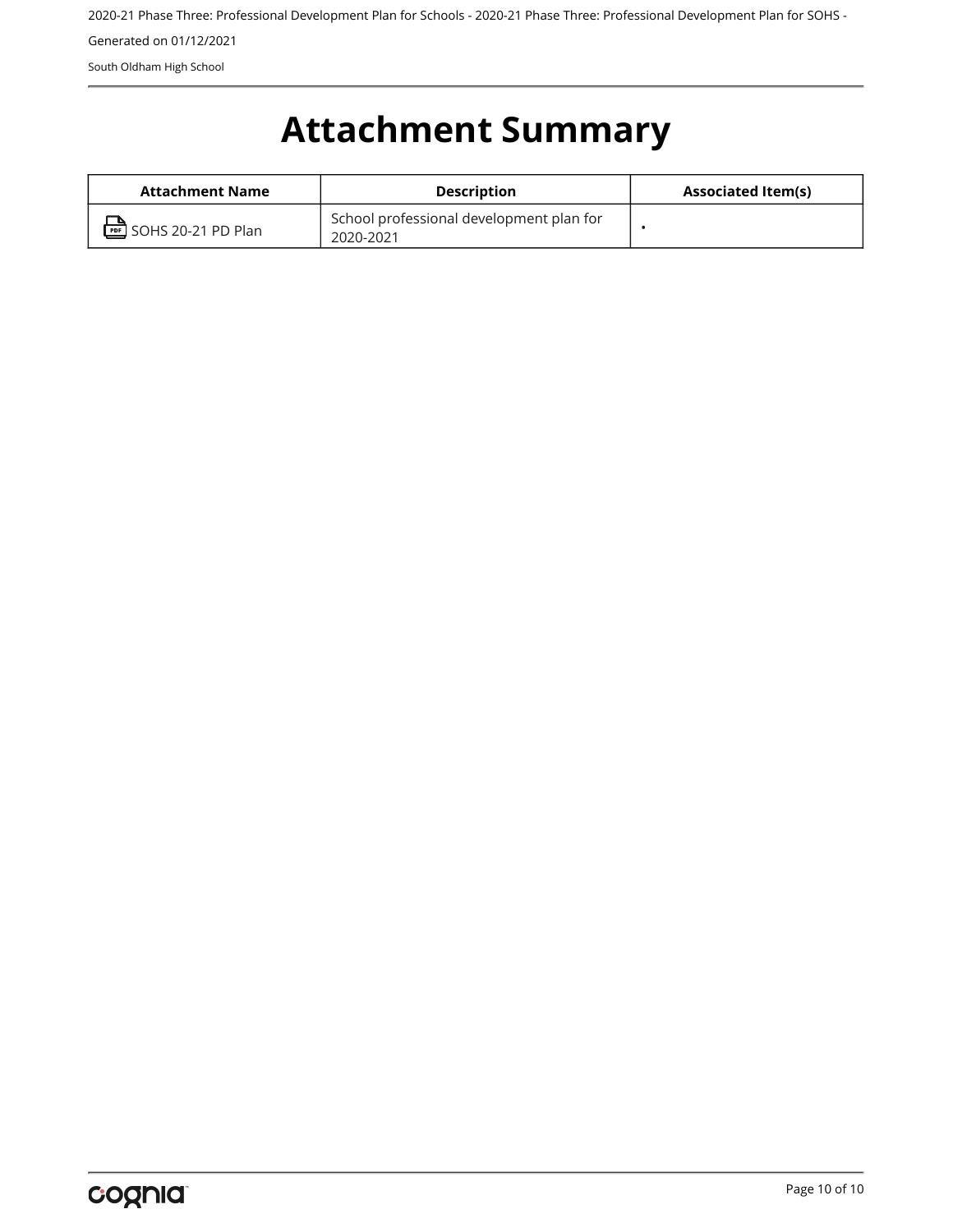# Attachment Summary

| Attachment Name | Description | Associated Item(s) |
| --- | --- | --- |
| SOHS 20-21 PD Plan | School professional development plan for 2020-2021 | • |